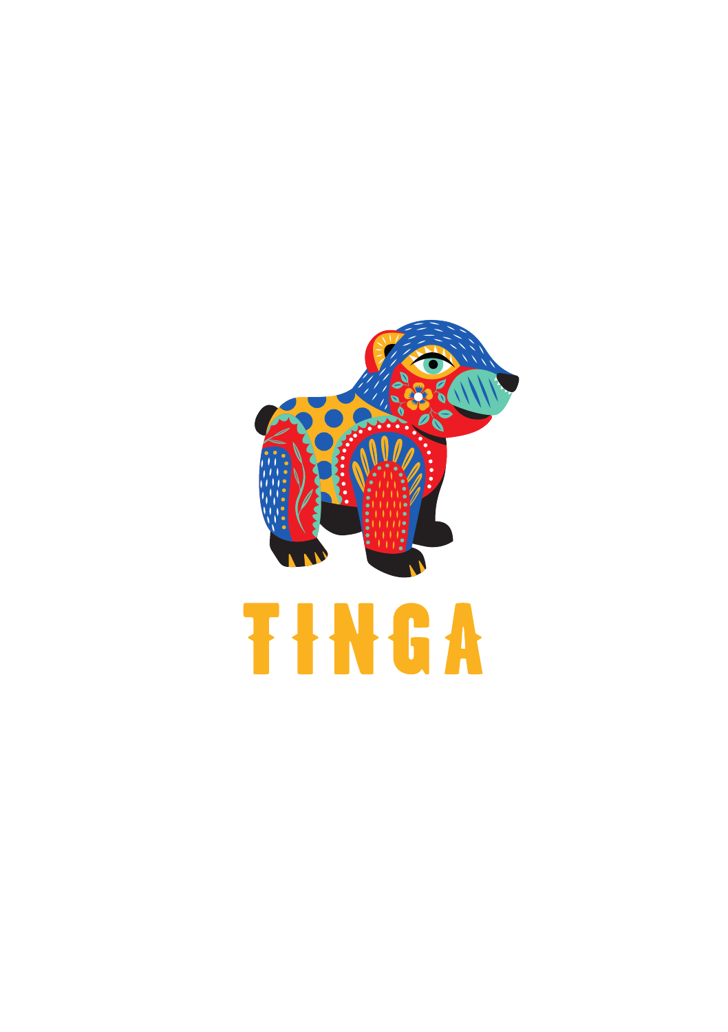# TINGA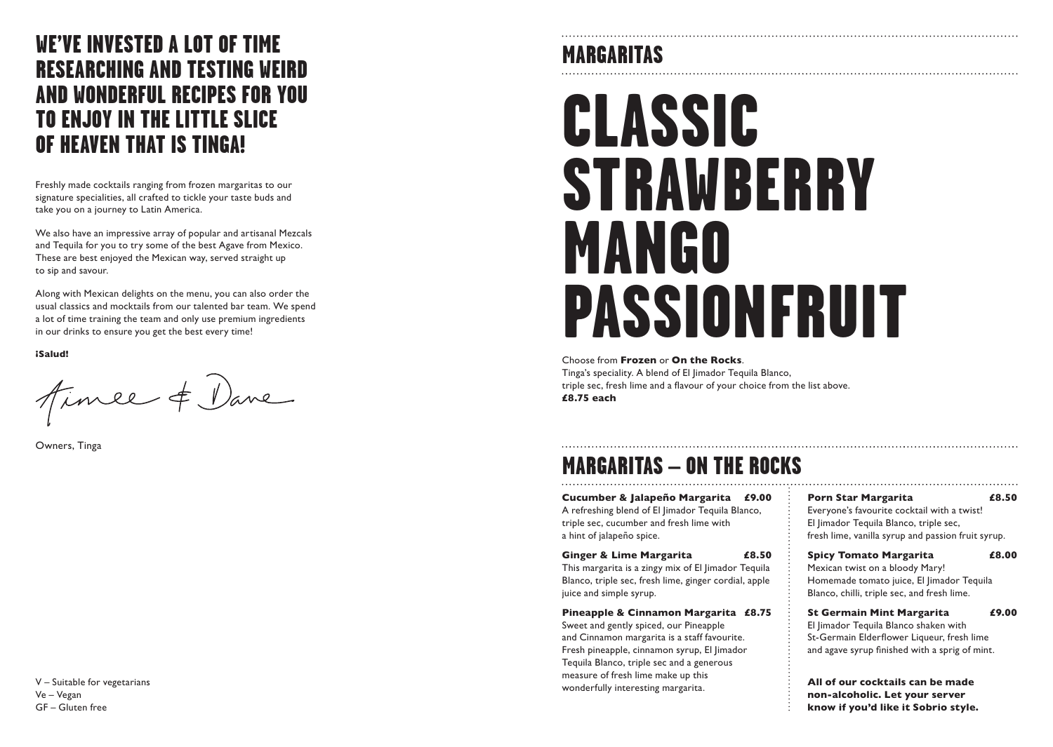# WE'VE INVESTED A LOT OF TIME RESEARCHING AND TESTING WEIRD AND WONDERFUL RECIPES FOR YOU TO ENJOY IN THE LITTLE SLICE OF HEAVEN THAT IS TINGA!

Freshly made cocktails ranging from frozen margaritas to our signature specialities, all crafted to tickle your taste buds and take you on a journey to Latin America.

We also have an impressive array of popular and artisanal Mezcals and Tequila for you to try some of the best Agave from Mexico. These are best enjoyed the Mexican way, served straight up to sip and savour.

Along with Mexican delights on the menu, you can also order the usual classics and mocktails from our talented bar team. We spend a lot of time training the team and only use premium ingredients in our drinks to ensure you get the best every time!

**¡Salud!**

Aimee & Dane

Owners, Tinga

V – Suitable for vegetarians
Ve – Vegan
GF – Gluten free

## MARGARITAS

# CLASSIC
# STRAWBERRY
# MANGO
# PASSIONFRUIT

Choose from **Frozen** or **On the Rocks**.
Tinga's speciality. A blend of El Jimador Tequila Blanco, triple sec, fresh lime and a flavour of your choice from the list above.
**£8.75 each**

## MARGARITAS – ON THE ROCKS

**Cucumber & Jalapeño Margarita £9.00**
A refreshing blend of El Jimador Tequila Blanco, triple sec, cucumber and fresh lime with a hint of jalapeño spice.

**Ginger & Lime Margarita £8.50**
This margarita is a zingy mix of El Jimador Tequila Blanco, triple sec, fresh lime, ginger cordial, apple juice and simple syrup.

**Pineapple & Cinnamon Margarita £8.75**
Sweet and gently spiced, our Pineapple and Cinnamon margarita is a staff favourite. Fresh pineapple, cinnamon syrup, El Jimador Tequila Blanco, triple sec and a generous measure of fresh lime make up this wonderfully interesting margarita.

**Porn Star Margarita £8.50**
Everyone's favourite cocktail with a twist! El Jimador Tequila Blanco, triple sec, fresh lime, vanilla syrup and passion fruit syrup.

**Spicy Tomato Margarita £8.00**
Mexican twist on a bloody Mary! Homemade tomato juice, El Jimador Tequila Blanco, chilli, triple sec, and fresh lime.

**St Germain Mint Margarita £9.00**
El Jimador Tequila Blanco shaken with St-Germain Elderflower Liqueur, fresh lime and agave syrup finished with a sprig of mint.

**All of our cocktails can be made non-alcoholic. Let your server know if you'd like it Sobrio style.**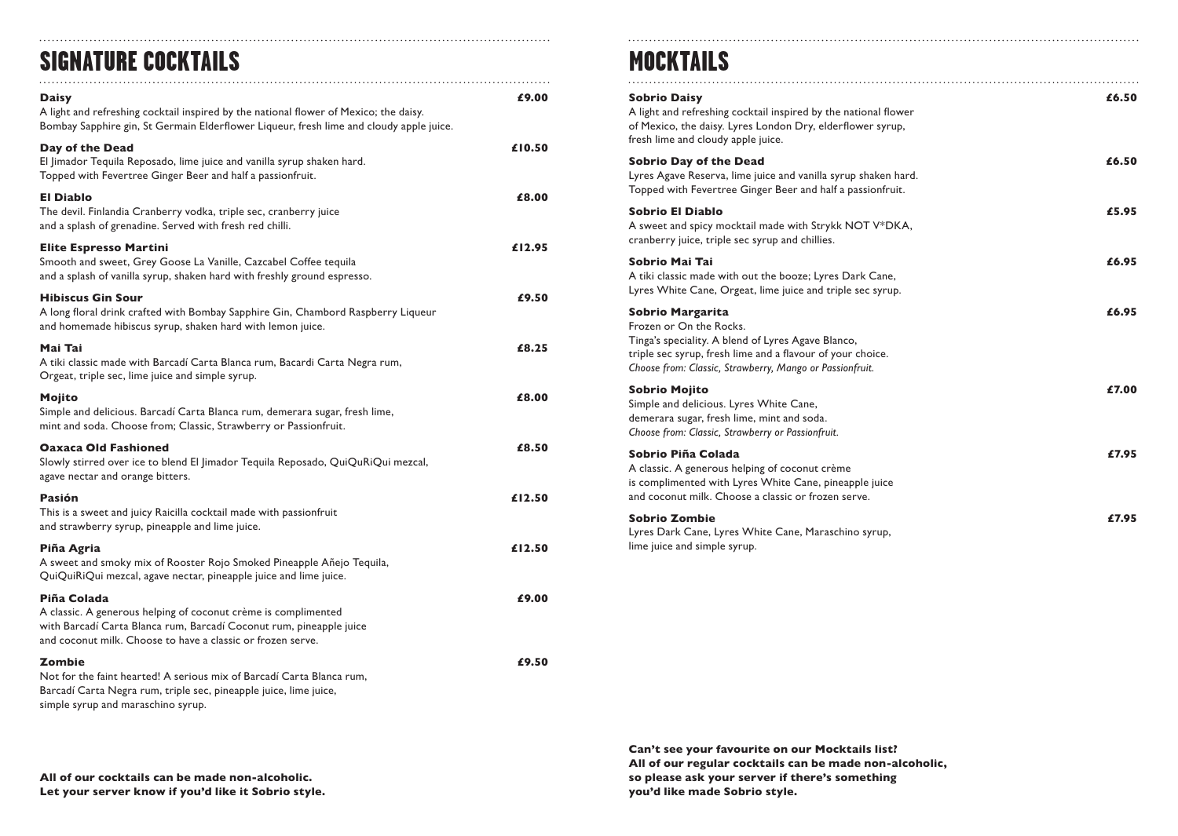## SIGNATURE COCKTAILS

**Daisy** — **£9.00**
A light and refreshing cocktail inspired by the national flower of Mexico; the daisy. Bombay Sapphire gin, St Germain Elderflower Liqueur, fresh lime and cloudy apple juice.

**Day of the Dead** — **£10.50**
El Jimador Tequila Reposado, lime juice and vanilla syrup shaken hard. Topped with Fevertree Ginger Beer and half a passionfruit.

**El Diablo** — **£8.00**
The devil. Finlandia Cranberry vodka, triple sec, cranberry juice and a splash of grenadine. Served with fresh red chilli.

**Elite Espresso Martini** — **£12.95**
Smooth and sweet, Grey Goose La Vanille, Cazcabel Coffee tequila and a splash of vanilla syrup, shaken hard with freshly ground espresso.

**Hibiscus Gin Sour** — **£9.50**
A long floral drink crafted with Bombay Sapphire Gin, Chambord Raspberry Liqueur and homemade hibiscus syrup, shaken hard with lemon juice.

**Mai Tai** — **£8.25**
A tiki classic made with Barcadí Carta Blanca rum, Bacardi Carta Negra rum, Orgeat, triple sec, lime juice and simple syrup.

**Mojito** — **£8.00**
Simple and delicious. Barcadí Carta Blanca rum, demerara sugar, fresh lime, mint and soda. Choose from; Classic, Strawberry or Passionfruit.

**Oaxaca Old Fashioned** — **£8.50**
Slowly stirred over ice to blend El Jimador Tequila Reposado, QuiQuRiQui mezcal, agave nectar and orange bitters.

**Pasión** — **£12.50**
This is a sweet and juicy Raicilla cocktail made with passionfruit and strawberry syrup, pineapple and lime juice.

**Piña Agria** — **£12.50**
A sweet and smoky mix of Rooster Rojo Smoked Pineapple Añejo Tequila, QuiQuiRiQui mezcal, agave nectar, pineapple juice and lime juice.

**Piña Colada** — **£9.00**
A classic. A generous helping of coconut crème is complimented with Barcadí Carta Blanca rum, Barcadí Coconut rum, pineapple juice and coconut milk. Choose to have a classic or frozen serve.

**Zombie** — **£9.50**
Not for the faint hearted! A serious mix of Barcadí Carta Blanca rum, Barcadí Carta Negra rum, triple sec, pineapple juice, lime juice, simple syrup and maraschino syrup.

**All of our cocktails can be made non-alcoholic. Let your server know if you'd like it Sobrio style.**

## MOCKTAILS

**Sobrio Daisy** — **£6.50**
A light and refreshing cocktail inspired by the national flower of Mexico, the daisy. Lyres London Dry, elderflower syrup, fresh lime and cloudy apple juice.

**Sobrio Day of the Dead** — **£6.50**
Lyres Agave Reserva, lime juice and vanilla syrup shaken hard. Topped with Fevertree Ginger Beer and half a passionfruit.

**Sobrio El Diablo** — **£5.95**
A sweet and spicy mocktail made with Strykk NOT V*DKA, cranberry juice, triple sec syrup and chillies.

**Sobrio Mai Tai** — **£6.95**
A tiki classic made with out the booze; Lyres Dark Cane, Lyres White Cane, Orgeat, lime juice and triple sec syrup.

**Sobrio Margarita** — **£6.95**
Frozen or On the Rocks.
Tinga's speciality. A blend of Lyres Agave Blanco, triple sec syrup, fresh lime and a flavour of your choice.
*Choose from: Classic, Strawberry, Mango or Passionfruit.*

**Sobrio Mojito** — **£7.00**
Simple and delicious. Lyres White Cane, demerara sugar, fresh lime, mint and soda.
*Choose from: Classic, Strawberry or Passionfruit.*

**Sobrio Piña Colada** — **£7.95**
A classic. A generous helping of coconut crème is complimented with Lyres White Cane, pineapple juice and coconut milk. Choose a classic or frozen serve.

**Sobrio Zombie** — **£7.95**
Lyres Dark Cane, Lyres White Cane, Maraschino syrup, lime juice and simple syrup.

**Can't see your favourite on our Mocktails list? All of our regular cocktails can be made non-alcoholic, so please ask your server if there's something you'd like made Sobrio style.**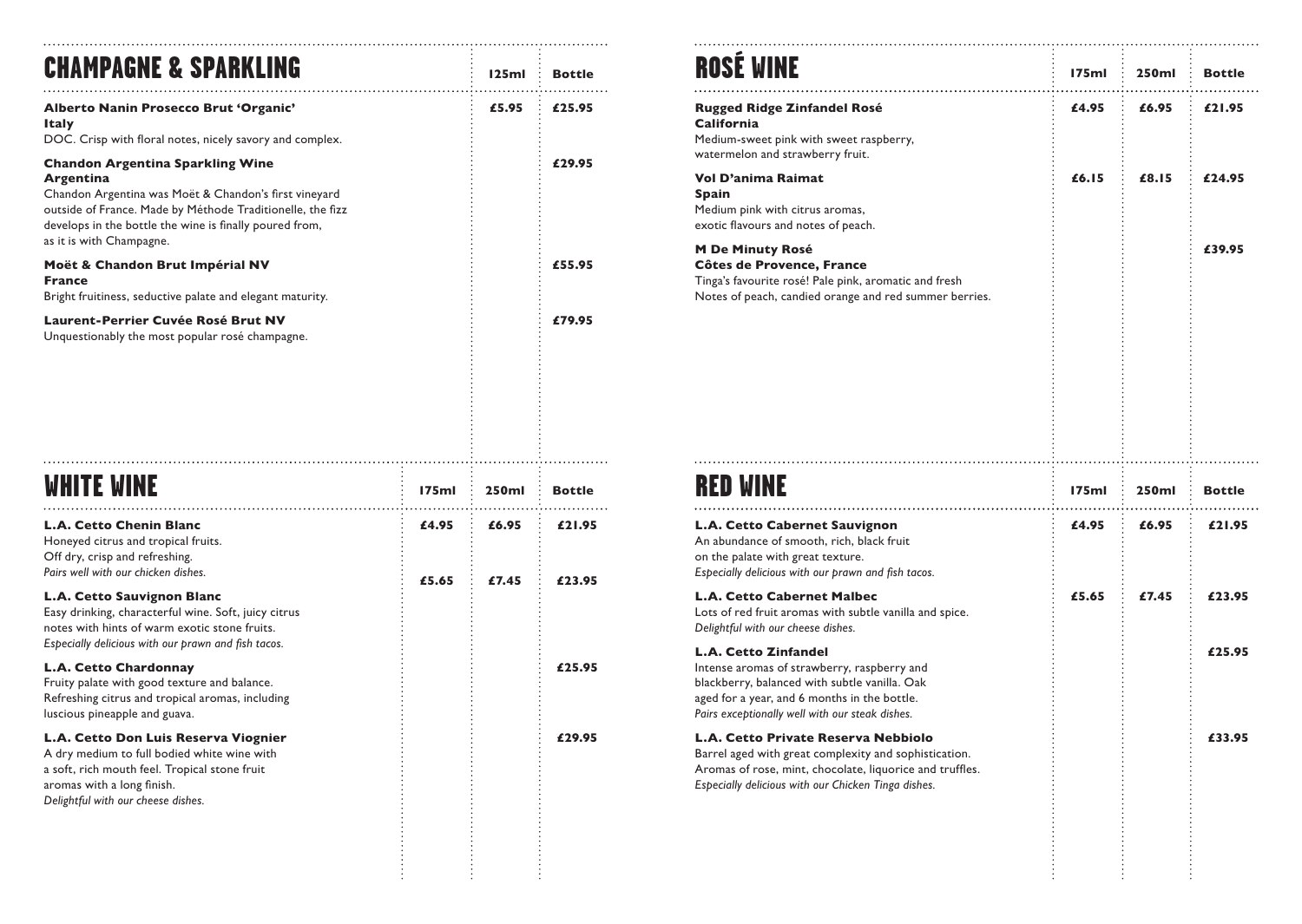## CHAMPAGNE & SPARKLING

| | 125ml | Bottle |
|---|---|---|
| **Alberto Nanin Prosecco Brut 'Organic'**<br>**Italy**<br>DOC. Crisp with floral notes, nicely savory and complex. | £5.95 | £25.95 |
| **Chandon Argentina Sparkling Wine**<br>**Argentina**<br>Chandon Argentina was Moët & Chandon's first vineyard outside of France. Made by Méthode Traditionelle, the fizz develops in the bottle the wine is finally poured from, as it is with Champagne. | | £29.95 |
| **Moët & Chandon Brut Impérial NV**<br>**France**<br>Bright fruitiness, seductive palate and elegant maturity. | | £55.95 |
| **Laurent-Perrier Cuvée Rosé Brut NV**<br>Unquestionably the most popular rosé champagne. | | £79.95 |

## WHITE WINE

| | 175ml | 250ml | Bottle |
|---|---|---|---|
| **L.A. Cetto Chenin Blanc**<br>Honeyed citrus and tropical fruits.<br>Off dry, crisp and refreshing.<br>*Pairs well with our chicken dishes.* | £4.95 | £6.95 | £21.95 |
| **L.A. Cetto Sauvignon Blanc**<br>Easy drinking, characterful wine. Soft, juicy citrus notes with hints of warm exotic stone fruits.<br>*Especially delicious with our prawn and fish tacos.* | £5.65 | £7.45 | £23.95 |
| **L.A. Cetto Chardonnay**<br>Fruity palate with good texture and balance. Refreshing citrus and tropical aromas, including luscious pineapple and guava. | | | £25.95 |
| **L.A. Cetto Don Luis Reserva Viognier**<br>A dry medium to full bodied white wine with a soft, rich mouth feel. Tropical stone fruit aromas with a long finish.<br>*Delightful with our cheese dishes.* | | | £29.95 |

## ROSÉ WINE

| | 175ml | 250ml | Bottle |
|---|---|---|---|
| **Rugged Ridge Zinfandel Rosé**<br>**California**<br>Medium-sweet pink with sweet raspberry, watermelon and strawberry fruit. | £4.95 | £6.95 | £21.95 |
| **Vol D'anima Raimat**<br>**Spain**<br>Medium pink with citrus aromas, exotic flavours and notes of peach. | £6.15 | £8.15 | £24.95 |
| **M De Minuty Rosé**<br>**Côtes de Provence, France**<br>Tinga's favourite rosé! Pale pink, aromatic and fresh Notes of peach, candied orange and red summer berries. | | | £39.95 |

## RED WINE

| | 175ml | 250ml | Bottle |
|---|---|---|---|
| **L.A. Cetto Cabernet Sauvignon**<br>An abundance of smooth, rich, black fruit on the palate with great texture.<br>*Especially delicious with our prawn and fish tacos.* | £4.95 | £6.95 | £21.95 |
| **L.A. Cetto Cabernet Malbec**<br>Lots of red fruit aromas with subtle vanilla and spice.<br>*Delightful with our cheese dishes.* | £5.65 | £7.45 | £23.95 |
| **L.A. Cetto Zinfandel**<br>Intense aromas of strawberry, raspberry and blackberry, balanced with subtle vanilla. Oak aged for a year, and 6 months in the bottle.<br>*Pairs exceptionally well with our steak dishes.* | | | £25.95 |
| **L.A. Cetto Private Reserva Nebbiolo**<br>Barrel aged with great complexity and sophistication. Aromas of rose, mint, chocolate, liquorice and truffles.<br>*Especially delicious with our Chicken Tinga dishes.* | | | £33.95 |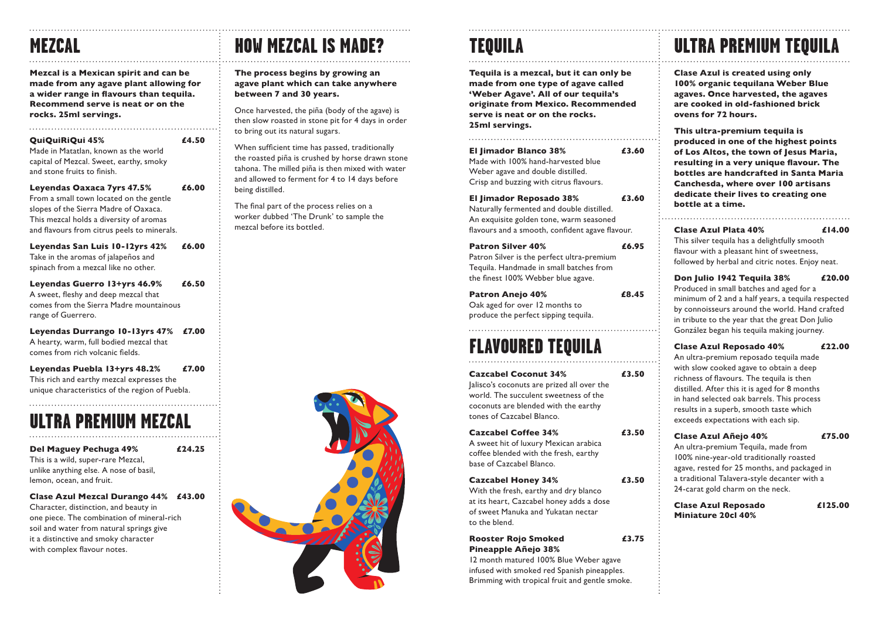# MEZCAL

**Mezcal is a Mexican spirit and can be made from any agave plant allowing for a wider range in flavours than tequila. Recommend serve is neat or on the rocks. 25ml servings.**

**QuiQuiRiQui 45%** **£4.50**
Made in Matatlan, known as the world capital of Mezcal. Sweet, earthy, smoky and stone fruits to finish.

**Leyendas Oaxaca 7yrs 47.5%** **£6.00**
From a small town located on the gentle slopes of the Sierra Madre of Oaxaca. This mezcal holds a diversity of aromas and flavours from citrus peels to minerals.

**Leyendas San Luis 10-12yrs 42%** **£6.00**
Take in the aromas of jalapeños and spinach from a mezcal like no other.

**Leyendas Guerro 13+yrs 46.9%** **£6.50**
A sweet, fleshy and deep mezcal that comes from the Sierra Madre mountainous range of Guerrero.

**Leyendas Durrango 10-13yrs 47%** **£7.00**
A hearty, warm, full bodied mezcal that comes from rich volcanic fields.

**Leyendas Puebla 13+yrs 48.2%** **£7.00**
This rich and earthy mezcal expresses the unique characteristics of the region of Puebla.

# ULTRA PREMIUM MEZCAL

**Del Maguey Pechuga 49%** **£24.25**
This is a wild, super-rare Mezcal, unlike anything else. A nose of basil, lemon, ocean, and fruit.

**Clase Azul Mezcal Durango 44%** **£43.00**
Character, distinction, and beauty in one piece. The combination of mineral-rich soil and water from natural springs give it a distinctive and smoky character with complex flavour notes.

# HOW MEZCAL IS MADE?

**The process begins by growing an agave plant which can take anywhere between 7 and 30 years.**

Once harvested, the piña (body of the agave) is then slow roasted in stone pit for 4 days in order to bring out its natural sugars.

When sufficient time has passed, traditionally the roasted piña is crushed by horse drawn stone tahona. The milled piña is then mixed with water and allowed to ferment for 4 to 14 days before being distilled.

The final part of the process relies on a worker dubbed 'The Drunk' to sample the mezcal before its bottled.

# TEQUILA

**Tequila is a mezcal, but it can only be made from one type of agave called 'Weber Agave'. All of our tequila's originate from Mexico. Recommended serve is neat or on the rocks. 25ml servings.**

**El Jimador Blanco 38%** **£3.60**
Made with 100% hand-harvested blue Weber agave and double distilled. Crisp and buzzing with citrus flavours.

**El Jimador Reposado 38%** **£3.60**
Naturally fermented and double distilled. An exquisite golden tone, warm seasoned flavours and a smooth, confident agave flavour.

**Patron Silver 40%** **£6.95**
Patron Silver is the perfect ultra-premium Tequila. Handmade in small batches from the finest 100% Webber blue agave.

**Patron Anejo 40%** **£8.45**
Oak aged for over 12 months to produce the perfect sipping tequila.

# FLAVOURED TEQUILA

**Cazcabel Coconut 34%** **£3.50**
Jalisco's coconuts are prized all over the world. The succulent sweetness of the coconuts are blended with the earthy tones of Cazcabel Blanco.

**Cazcabel Coffee 34%** **£3.50**
A sweet hit of luxury Mexican arabica coffee blended with the fresh, earthy base of Cazcabel Blanco.

**Cazcabel Honey 34%** **£3.50**
With the fresh, earthy and dry blanco at its heart, Cazcabel honey adds a dose of sweet Manuka and Yukatan nectar to the blend.

**Rooster Rojo Smoked Pineapple Añejo 38%** **£3.75**
12 month matured 100% Blue Weber agave infused with smoked red Spanish pineapples. Brimming with tropical fruit and gentle smoke.

# ULTRA PREMIUM TEQUILA

**Clase Azul is created using only 100% organic tequilana Weber Blue agaves. Once harvested, the agaves are cooked in old-fashioned brick ovens for 72 hours.**

**This ultra-premium tequila is produced in one of the highest points of Los Altos, the town of Jesus Maria, resulting in a very unique flavour. The bottles are handcrafted in Santa Maria Canchesda, where over 100 artisans dedicate their lives to creating one bottle at a time.**

**Clase Azul Plata 40%** **£14.00**
This silver tequila has a delightfully smooth flavour with a pleasant hint of sweetness, followed by herbal and citric notes. Enjoy neat.

**Don Julio 1942 Tequila 38%** **£20.00**
Produced in small batches and aged for a minimum of 2 and a half years, a tequila respected by connoisseurs around the world. Hand crafted in tribute to the year that the great Don Julio González began his tequila making journey.

**Clase Azul Reposado 40%** **£22.00**
An ultra-premium reposado tequila made with slow cooked agave to obtain a deep richness of flavours. The tequila is then distilled. After this it is aged for 8 months in hand selected oak barrels. This process results in a superb, smooth taste which exceeds expectations with each sip.

**Clase Azul Añejo 40%** **£75.00**
An ultra-premium Tequila, made from 100% nine-year-old traditionally roasted agave, rested for 25 months, and packaged in a traditional Talavera-style decanter with a 24-carat gold charm on the neck.

**Clase Azul Reposado Miniature 20cl 40%** **£125.00**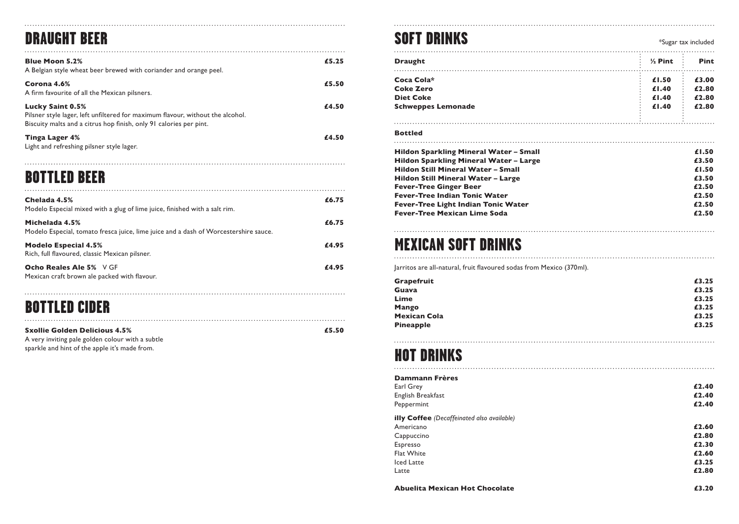# DRAUGHT BEER

**Blue Moon 5.2%** **£5.25**
A Belgian style wheat beer brewed with coriander and orange peel.

**Corona 4.6%** **£5.50**
A firm favourite of all the Mexican pilsners.

**Lucky Saint 0.5%** **£4.50**
Pilsner style lager, left unfiltered for maximum flavour, without the alcohol.
Biscuity malts and a citrus hop finish, only 91 calories per pint.

**Tinga Lager 4%** **£4.50**
Light and refreshing pilsner style lager.

# BOTTLED BEER

**Chelada 4.5%** **£6.75**
Modelo Especial mixed with a glug of lime juice, finished with a salt rim.

**Michelada 4.5%** **£6.75**
Modelo Especial, tomato fresca juice, lime juice and a dash of Worcestershire sauce.

**Modelo Especial 4.5%** **£4.95**
Rich, full flavoured, classic Mexican pilsner.

**Ocho Reales Ale 5%** V GF **£4.95**
Mexican craft brown ale packed with flavour.

# BOTTLED CIDER

**Sxollie Golden Delicious 4.5%** **£5.50**
A very inviting pale golden colour with a subtle sparkle and hint of the apple it's made from.

# SOFT DRINKS

*Sugar tax included

| Draught | ½ Pint | Pint |
|---|---|---|
| **Coca Cola*** | **£1.50** | **£3.00** |
| **Coke Zero** | **£1.40** | **£2.80** |
| **Diet Coke** | **£1.40** | **£2.80** |
| **Schweppes Lemonade** | **£1.40** | **£2.80** |

**Bottled**

| | |
|---|---|
| **Hildon Sparkling Mineral Water – Small** | **£1.50** |
| **Hildon Sparkling Mineral Water – Large** | **£3.50** |
| **Hildon Still Mineral Water – Small** | **£1.50** |
| **Hildon Still Mineral Water – Large** | **£3.50** |
| **Fever-Tree Ginger Beer** | **£2.50** |
| **Fever-Tree Indian Tonic Water** | **£2.50** |
| **Fever-Tree Light Indian Tonic Water** | **£2.50** |
| **Fever-Tree Mexican Lime Soda** | **£2.50** |

# MEXICAN SOFT DRINKS

Jarritos are all-natural, fruit flavoured sodas from Mexico (370ml).

| | |
|---|---|
| **Grapefruit** | **£3.25** |
| **Guava** | **£3.25** |
| **Lime** | **£3.25** |
| **Mango** | **£3.25** |
| **Mexican Cola** | **£3.25** |
| **Pineapple** | **£3.25** |

# HOT DRINKS

**Dammann Frères**

| | |
|---|---|
| Earl Grey | **£2.40** |
| English Breakfast | **£2.40** |
| Peppermint | **£2.40** |

**illy Coffee** *(Decaffeinated also available)*

| | |
|---|---|
| Americano | **£2.60** |
| Cappuccino | **£2.80** |
| Espresso | **£2.30** |
| Flat White | **£2.60** |
| Iced Latte | **£3.25** |
| Latte | **£2.80** |

**Abuelita Mexican Hot Chocolate** **£3.20**